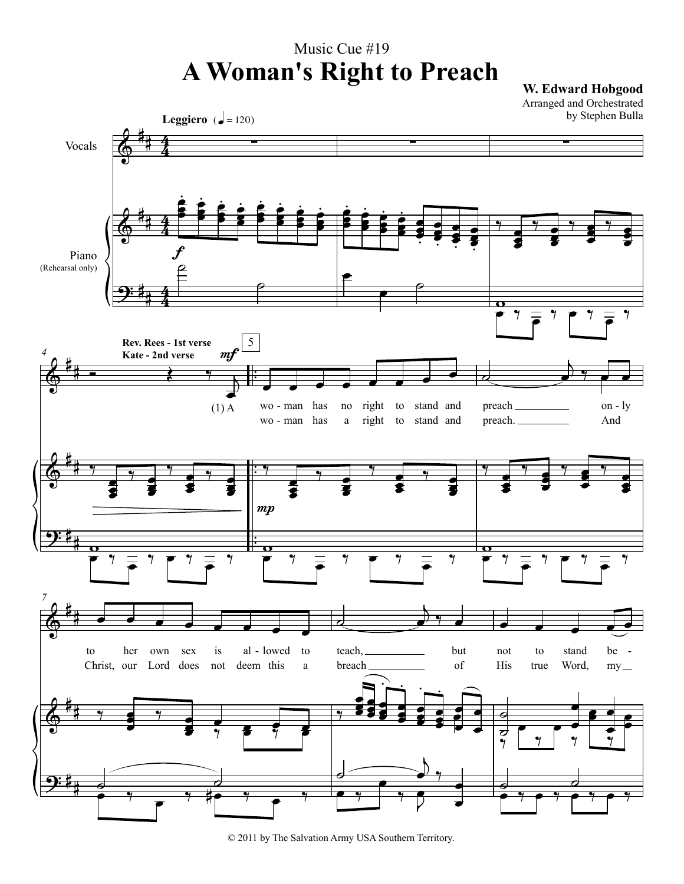Music Cue #19

# A Woman's Right to Preach

**W. Edward Hobgood**
Arranged and Orchestrated
by Stephen Bulla

**Leggiero** (♩ = 120)

Vocals

Piano (Rehearsal only)

**Rev. Rees - 1st verse**
**Kate - 2nd verse**

(1) A wo - man has no right to stand and preach _______ on - ly to her own sex is al - lowed to teach, _______ but not to stand be -

wo - man has a right to stand and preach. _______ And Christ, our Lord does not deem this a breach _______ of His true Word, my __

© 2011 by The Salvation Army USA Southern Territory.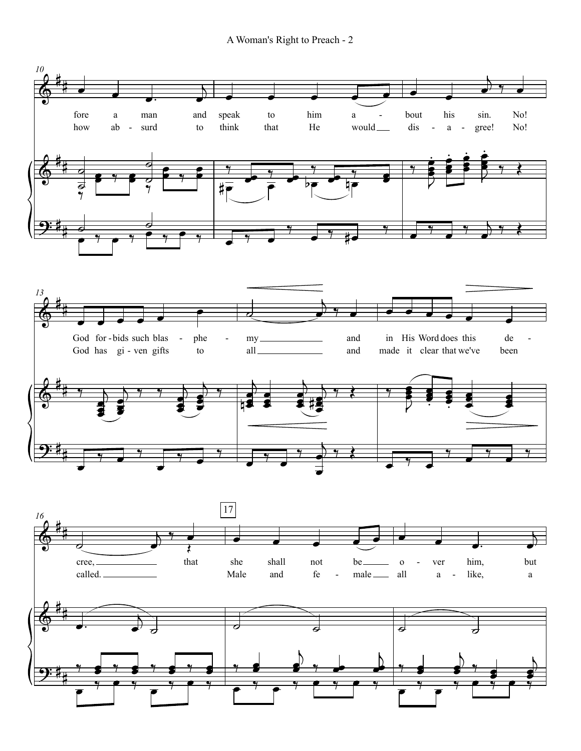10

fore a man and speak to him a - bout his sin. No!
how ab - surd to think that He would dis - a - gree! No!

13

God for - bids such blas - phe - my and in His Word does this de -
God has gi - ven gifts to all and made it clear that we've been

16

17

cree, that she shall not be o - ver him, but
called. Male and fe - male all a - like, a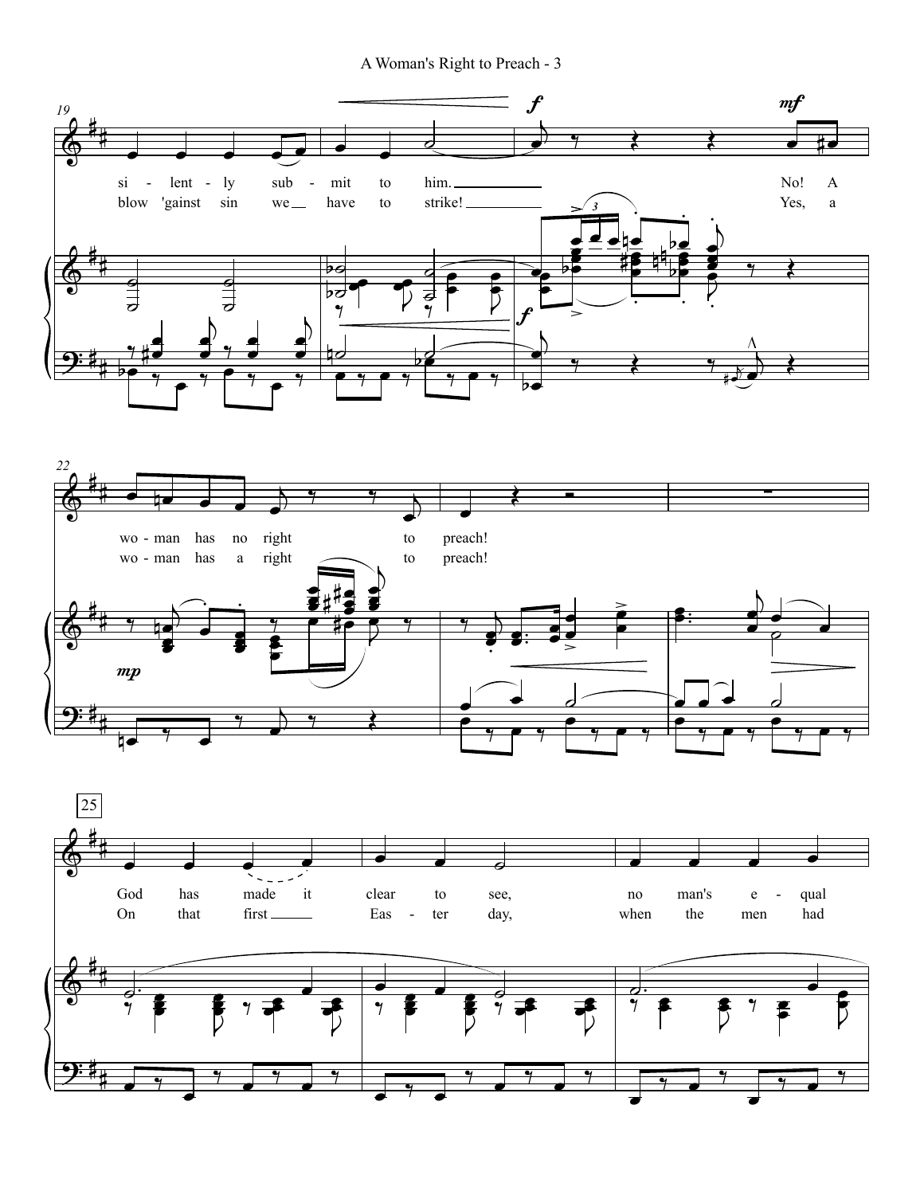19

si - lent - ly sub - mit to him. No! A
blow 'gainst sin we have to strike! Yes, a

22

wo - man has no right to preach!
wo - man has a right to preach!

25

God has made it clear to see, no man's e - qual
On that first Eas - ter day, when the men had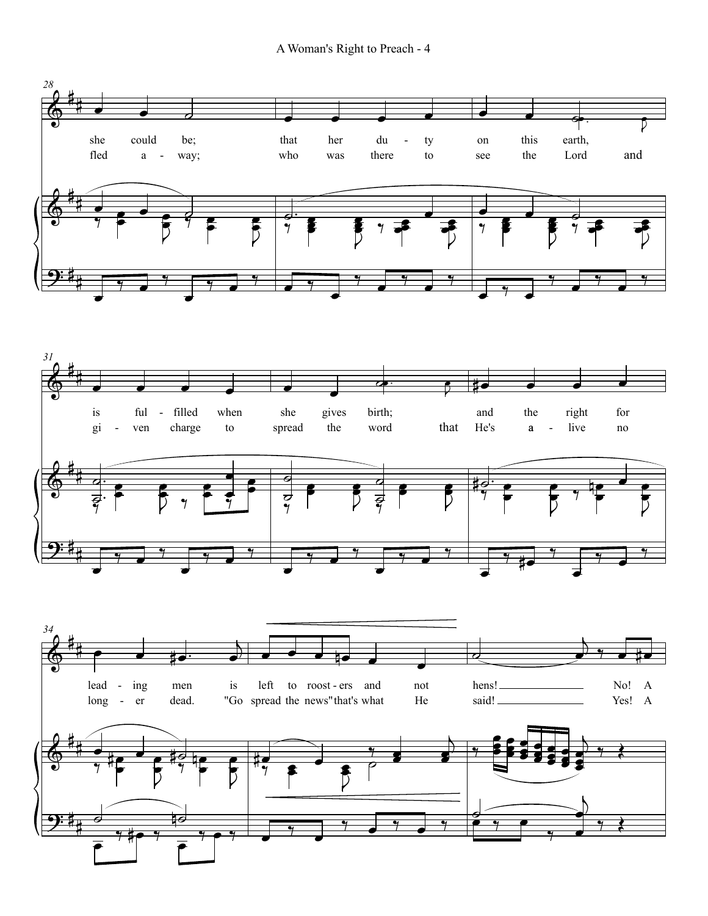she could be; that her duty on this earth,
is fulfilled when she gives birth; and the right for
leading men is left to roosters and not hens! No! A

fled away; who was there to see the Lord and
given charge to spread the word that He's alive no
longer dead. "Go spread the news" that's what He said! Yes! A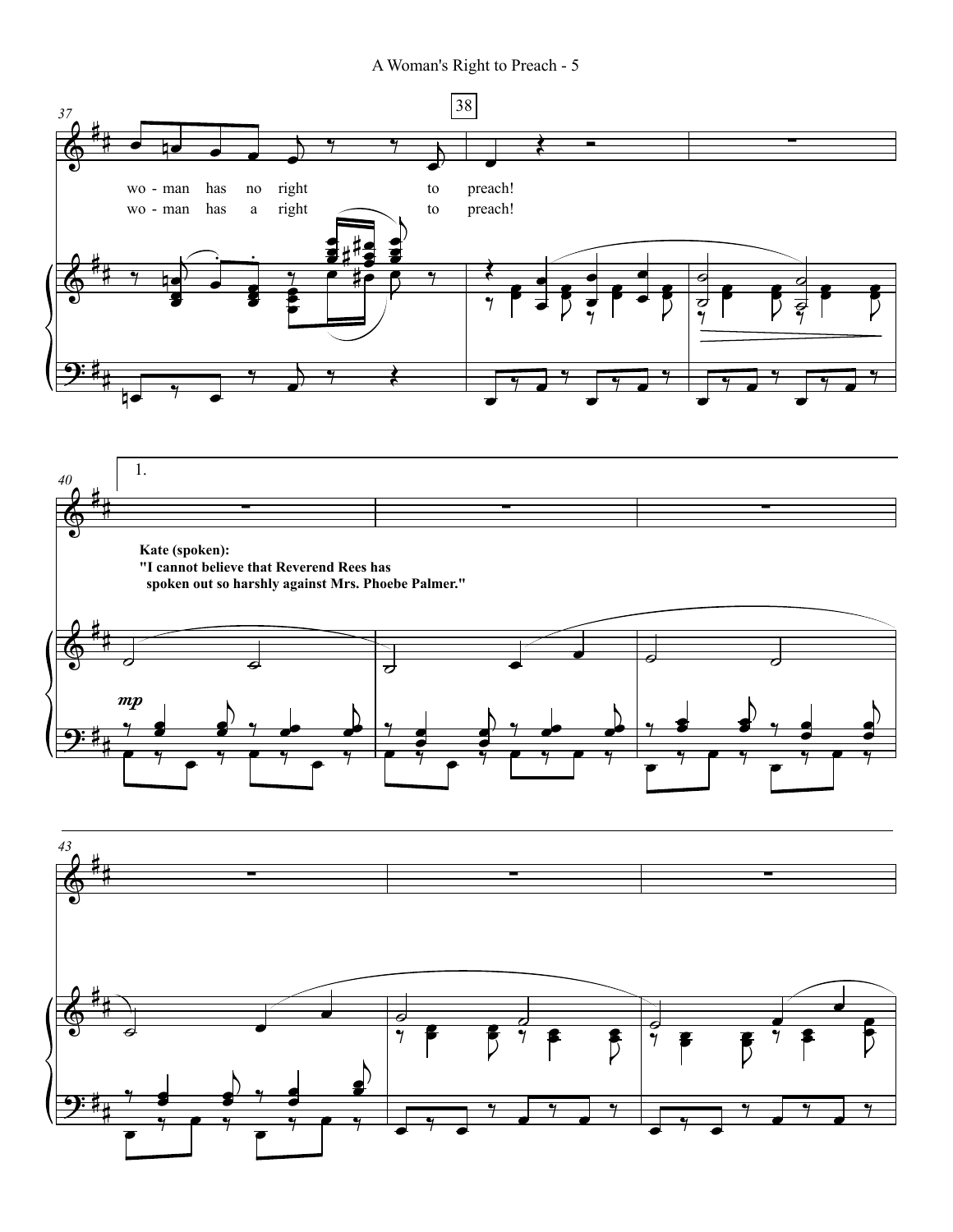wo - man has no right to preach!

wo - man has a right to preach!

1.

**Kate (spoken):**
**"I cannot believe that Reverend Rees has spoken out so harshly against Mrs. Phoebe Palmer."**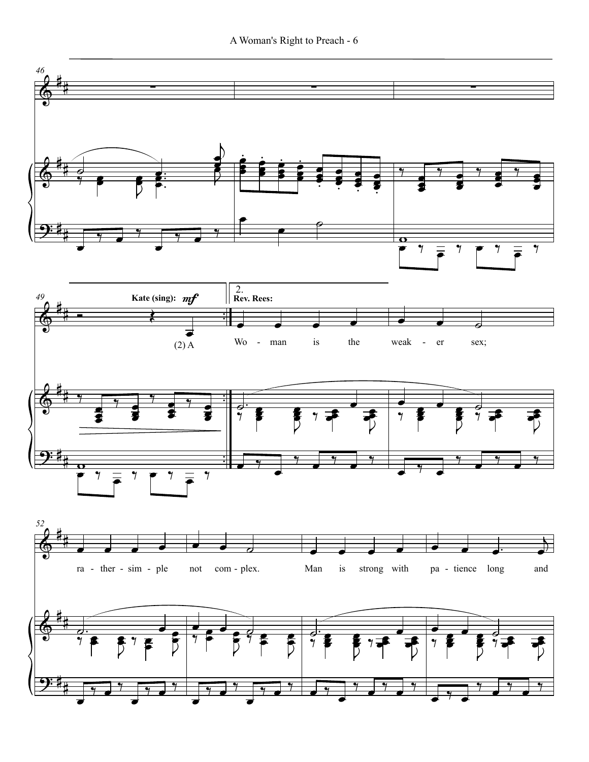Kate (sing): *mf*

(2) A

2.

**Rev. Rees:**

Wo - man is the weak - er sex;

ra - ther - sim - ple not com - plex.

Man is strong with pa - tience long and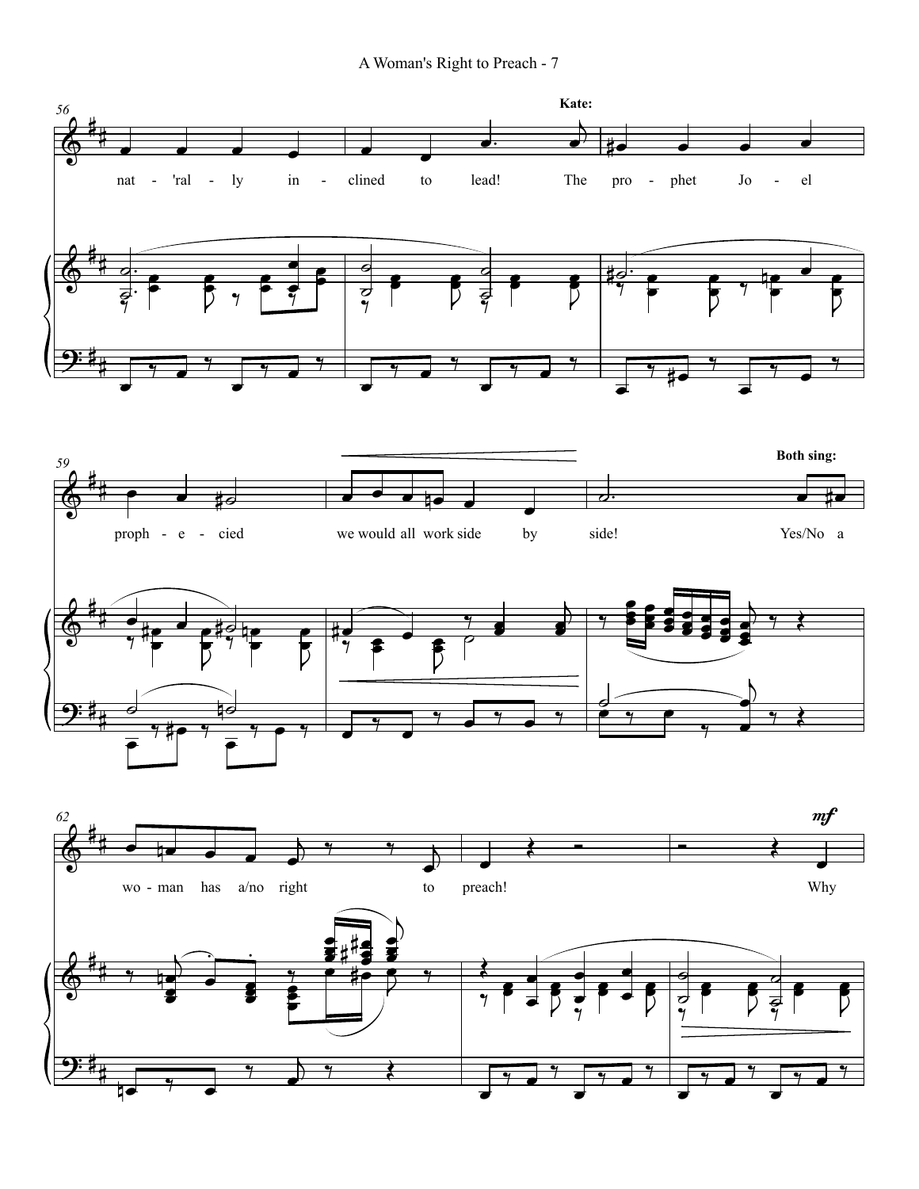Kate:

nat - 'ral - ly in - clined to lead! The pro - phet Jo - el

proph - e - cied we would all work side by side!

Both sing:

Yes/No a wo - man has a/no right to preach! Why

*mf*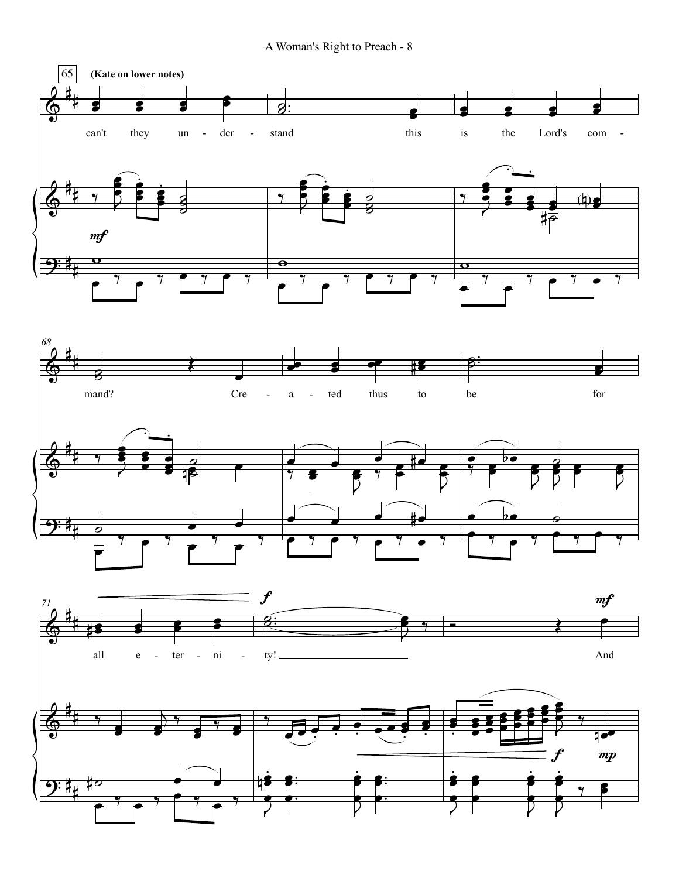65 **(Kate on lower notes)**

can't they un - der - stand this is the Lord's com -

*mf*

68

mand? Cre - a - ted thus to be for

71

*f* *mf*

all e - ter - ni - ty! And

*f* *mp*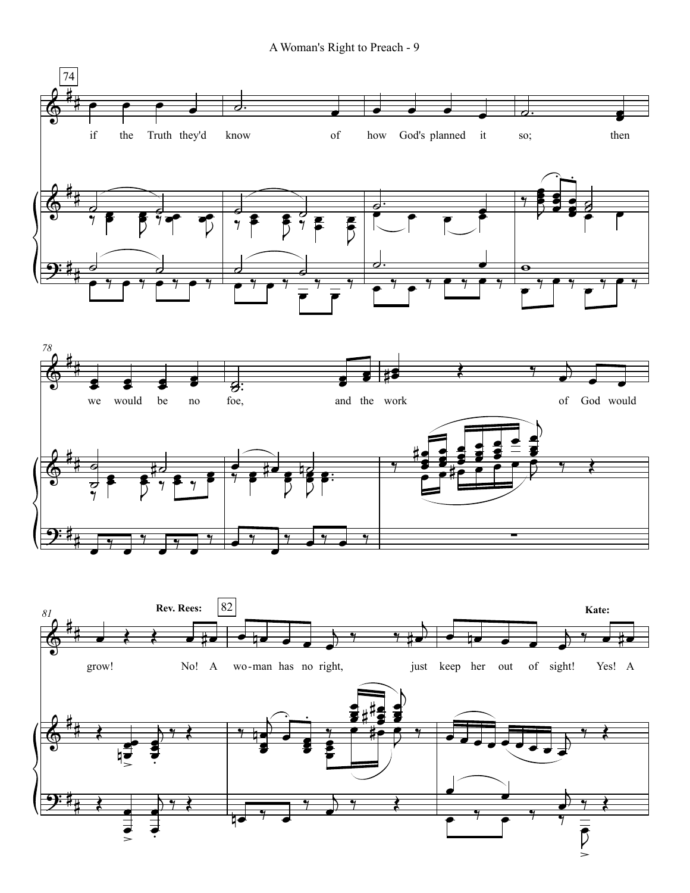74

if the Truth they'd know of how God's planned it so; then

78

we would be no foe, and the work of God would

81

**Rev. Rees:**

82

grow! No! A wo-man has no right, just keep her out of sight!

**Kate:**

Yes! A